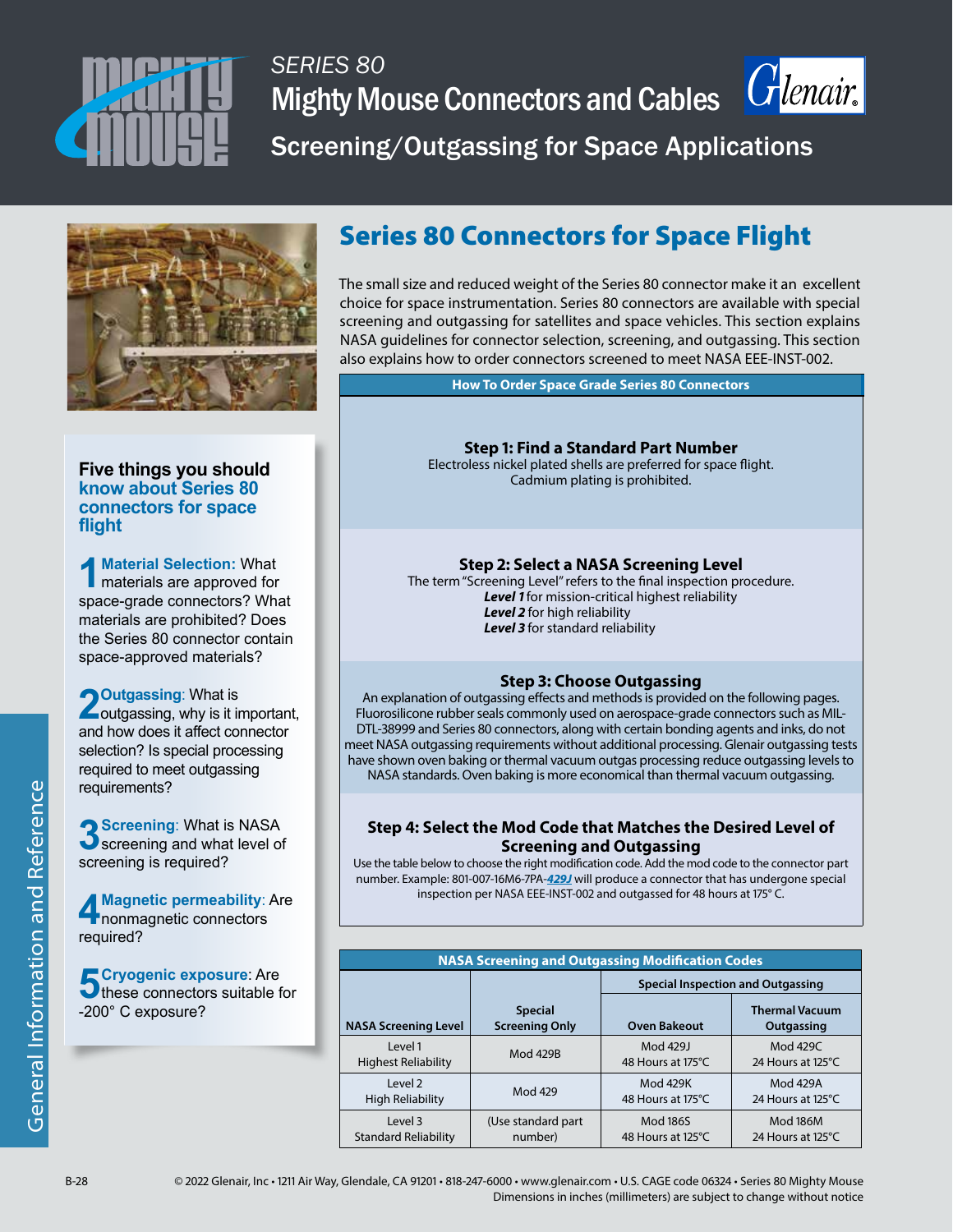# SERIES 80

# Mighty Mouse Connectors and Cables

## Screening/Outgassing for Space Applications

## Series 80 Connectors for Space Flight

The small size and reduced weight of the Series 80 connector make it an excellent choice for space instrumentation. Series 80 connectors are available with special screening and outgassing for satellites and space vehicles. This section explains NASA guidelines for connector selection, screening, and outgassing. This section also explains how to order connectors screened to meet NASA EEE-INST-002.

### How To Order Space Grade Series 80 Connectors

**Step 1: Find a Standard Part Number**
Electroless nickel plated shells are preferred for space flight. Cadmium plating is prohibited.

**Step 2: Select a NASA Screening Level**
The term "Screening Level" refers to the final inspection procedure.
***Level 1*** for mission-critical highest reliability
***Level 2*** for high reliability
***Level 3*** for standard reliability

**Step 3: Choose Outgassing**
An explanation of outgassing effects and methods is provided on the following pages. Fluorosilicone rubber seals commonly used on aerospace-grade connectors such as MIL-DTL-38999 and Series 80 connectors, along with certain bonding agents and inks, do not meet NASA outgassing requirements without additional processing. Glenair outgassing tests have shown oven baking or thermal vacuum outgas processing reduce outgassing levels to NASA standards. Oven baking is more economical than thermal vacuum outgassing.

**Step 4: Select the Mod Code that Matches the Desired Level of Screening and Outgassing**
Use the table below to choose the right modification code. Add the mod code to the connector part number. Example: 801-007-16M6-7PA-***429J*** will produce a connector that has undergone special inspection per NASA EEE-INST-002 and outgassed for 48 hours at 175° C.

### Five things you should know about Series 80 connectors for space flight

**1 Material Selection:** What materials are approved for space-grade connectors? What materials are prohibited? Does the Series 80 connector contain space-approved materials?

**2 Outgassing**: What is outgassing, why is it important, and how does it affect connector selection? Is special processing required to meet outgassing requirements?

**3 Screening**: What is NASA screening and what level of screening is required?

**4 Magnetic permeability**: Are nonmagnetic connectors required?

**5 Cryogenic exposure**: Are these connectors suitable for -200° C exposure?

### NASA Screening and Outgassing Modification Codes

| NASA Screening Level | Special Screening Only | Special Inspection and Outgassing | |
|---|---|---|---|
| | | Oven Bakeout | Thermal Vacuum Outgassing |
| Level 1 Highest Reliability | Mod 429B | Mod 429J 48 Hours at 175°C | Mod 429C 24 Hours at 125°C |
| Level 2 High Reliability | Mod 429 | Mod 429K 48 Hours at 175°C | Mod 429A 24 Hours at 125°C |
| Level 3 Standard Reliability | (Use standard part number) | Mod 186S 48 Hours at 125°C | Mod 186M 24 Hours at 125°C |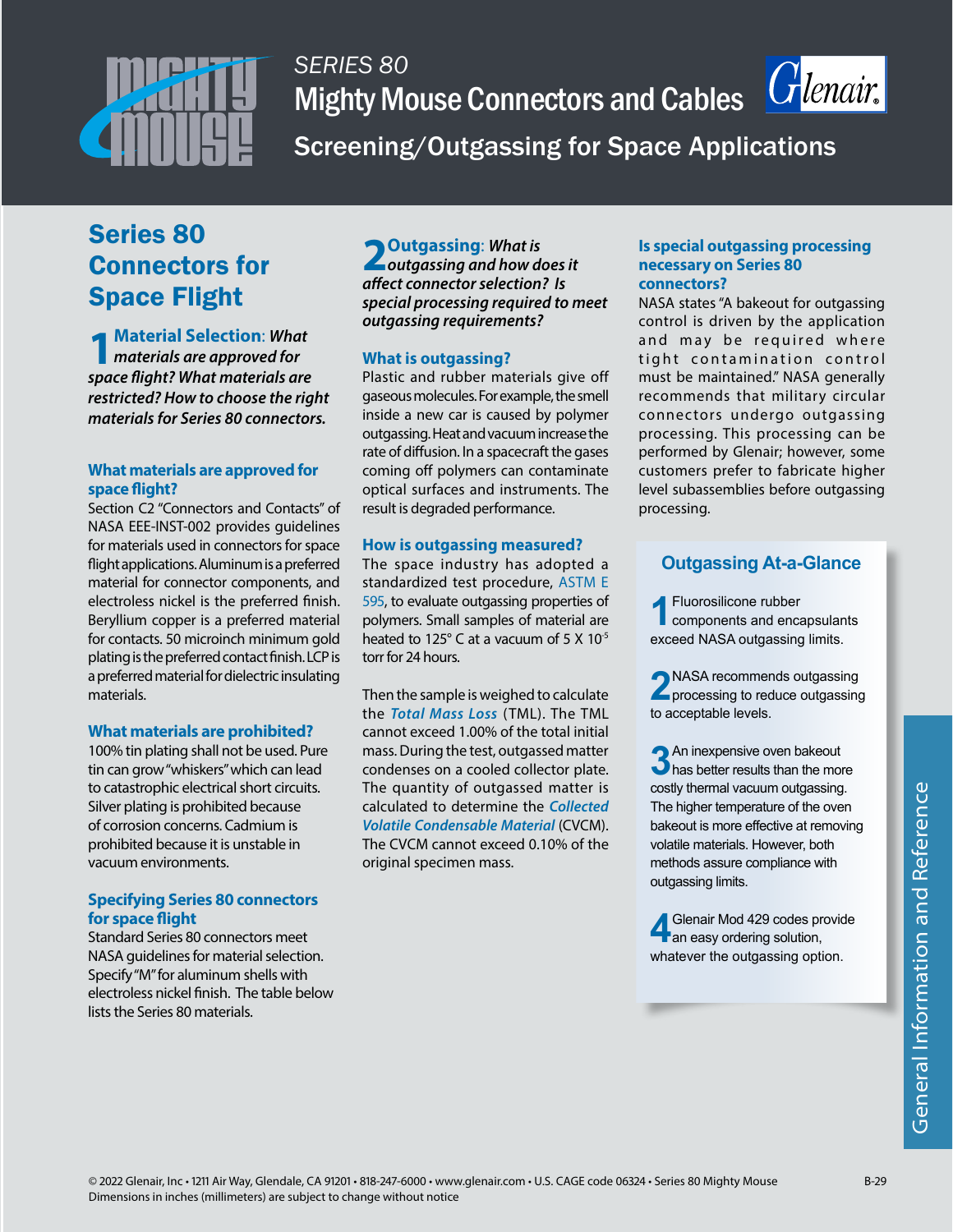# SERIES 80
# Mighty Mouse Connectors and Cables
## Screening/Outgassing for Space Applications

## Series 80 Connectors for Space Flight

**1 Material Selection**: ***What materials are approved for space flight? What materials are restricted? How to choose the right materials for Series 80 connectors.***

### What materials are approved for space flight?

Section C2 "Connectors and Contacts" of NASA EEE-INST-002 provides guidelines for materials used in connectors for space flight applications. Aluminum is a preferred material for connector components, and electroless nickel is the preferred finish. Beryllium copper is a preferred material for contacts. 50 microinch minimum gold plating is the preferred contact finish. LCP is a preferred material for dielectric insulating materials.

### What materials are prohibited?

100% tin plating shall not be used. Pure tin can grow "whiskers" which can lead to catastrophic electrical short circuits. Silver plating is prohibited because of corrosion concerns. Cadmium is prohibited because it is unstable in vacuum environments.

### Specifying Series 80 connectors for space flight

Standard Series 80 connectors meet NASA guidelines for material selection. Specify "M" for aluminum shells with electroless nickel finish. The table below lists the Series 80 materials.

**2 Outgassing**: ***What is outgassing and how does it affect connector selection? Is special processing required to meet outgassing requirements?***

### What is outgassing?

Plastic and rubber materials give off gaseous molecules. For example, the smell inside a new car is caused by polymer outgassing. Heat and vacuum increase the rate of diffusion. In a spacecraft the gases coming off polymers can contaminate optical surfaces and instruments. The result is degraded performance.

### How is outgassing measured?

The space industry has adopted a standardized test procedure, ASTM E 595, to evaluate outgassing properties of polymers. Small samples of material are heated to 125° C at a vacuum of 5 X $10^{-5}$ torr for 24 hours.

Then the sample is weighed to calculate the ***Total Mass Loss*** (TML). The TML cannot exceed 1.00% of the total initial mass. During the test, outgassed matter condenses on a cooled collector plate. The quantity of outgassed matter is calculated to determine the ***Collected Volatile Condensable Material*** (CVCM). The CVCM cannot exceed 0.10% of the original specimen mass.

### Is special outgassing processing necessary on Series 80 connectors?

NASA states "A bakeout for outgassing control is driven by the application and may be required where tight contamination control must be maintained." NASA generally recommends that military circular connectors undergo outgassing processing. This processing can be performed by Glenair; however, some customers prefer to fabricate higher level subassemblies before outgassing processing.

### Outgassing At-a-Glance

1. Fluorosilicone rubber components and encapsulants exceed NASA outgassing limits.
2. NASA recommends outgassing processing to reduce outgassing to acceptable levels.
3. An inexpensive oven bakeout has better results than the more costly thermal vacuum outgassing. The higher temperature of the oven bakeout is more effective at removing volatile materials. However, both methods assure compliance with outgassing limits.
4. Glenair Mod 429 codes provide an easy ordering solution, whatever the outgassing option.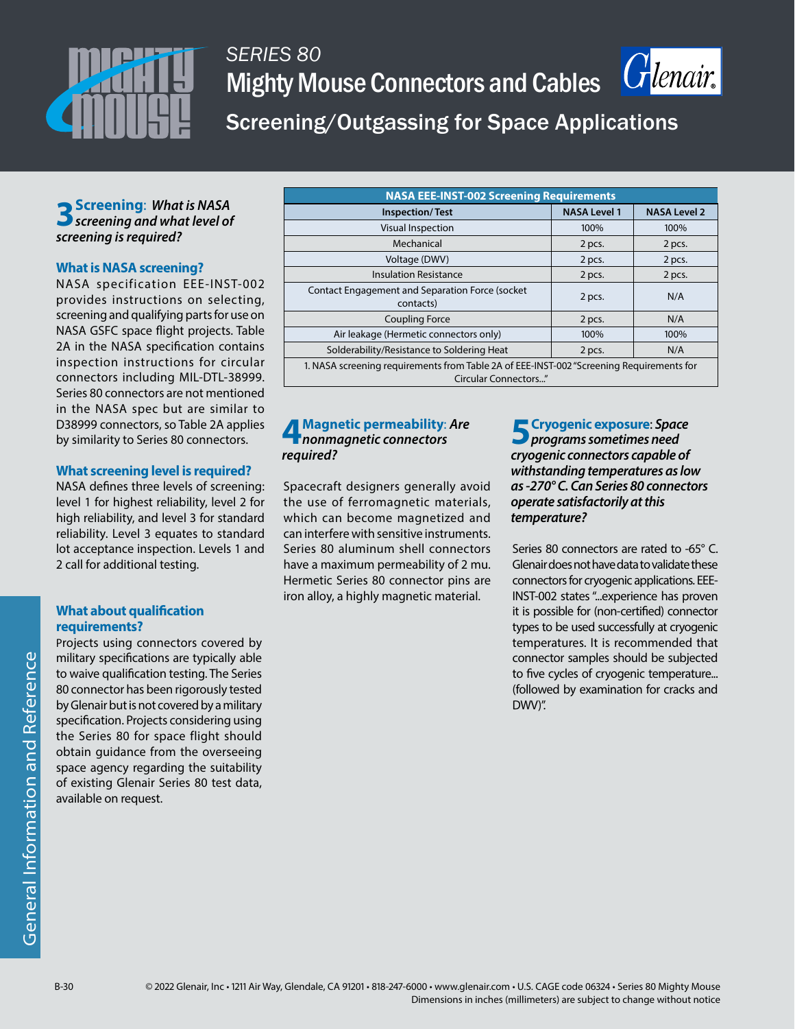# SERIES 80

# Mighty Mouse Connectors and Cables

## Screening/Outgassing for Space Applications

### 3 Screening: *What is NASA screening and what level of screening is required?*

**What is NASA screening?**

NASA specification EEE-INST-002 provides instructions on selecting, screening and qualifying parts for use on NASA GSFC space flight projects. Table 2A in the NASA specification contains inspection instructions for circular connectors including MIL-DTL-38999. Series 80 connectors are not mentioned in the NASA spec but are similar to D38999 connectors, so Table 2A applies by similarity to Series 80 connectors.

**What screening level is required?**

NASA defines three levels of screening: level 1 for highest reliability, level 2 for high reliability, and level 3 for standard reliability. Level 3 equates to standard lot acceptance inspection. Levels 1 and 2 call for additional testing.

**What about qualification requirements?**

Projects using connectors covered by military specifications are typically able to waive qualification testing. The Series 80 connector has been rigorously tested by Glenair but is not covered by a military specification. Projects considering using the Series 80 for space flight should obtain guidance from the overseeing space agency regarding the suitability of existing Glenair Series 80 test data, available on request.

| NASA EEE-INST-002 Screening Requirements | | |
|---|---|---|
| Inspection/Test | NASA Level 1 | NASA Level 2 |
| Visual Inspection | 100% | 100% |
| Mechanical | 2 pcs. | 2 pcs. |
| Voltage (DWV) | 2 pcs. | 2 pcs. |
| Insulation Resistance | 2 pcs. | 2 pcs. |
| Contact Engagement and Separation Force (socket contacts) | 2 pcs. | N/A |
| Coupling Force | 2 pcs. | N/A |
| Air leakage (Hermetic connectors only) | 100% | 100% |
| Solderability/Resistance to Soldering Heat | 2 pcs. | N/A |

1. NASA screening requirements from Table 2A of EEE-INST-002 "Screening Requirements for Circular Connectors..."

### 4 Magnetic permeability: *Are nonmagnetic connectors required?*

Spacecraft designers generally avoid the use of ferromagnetic materials, which can become magnetized and can interfere with sensitive instruments. Series 80 aluminum shell connectors have a maximum permeability of 2 mu. Hermetic Series 80 connector pins are iron alloy, a highly magnetic material.

### 5 Cryogenic exposure: *Space programs sometimes need cryogenic connectors capable of withstanding temperatures as low as -270° C. Can Series 80 connectors operate satisfactorily at this temperature?*

Series 80 connectors are rated to -65° C. Glenair does not have data to validate these connectors for cryogenic applications. EEE-INST-002 states "...experience has proven it is possible for (non-certified) connector types to be used successfully at cryogenic temperatures. It is recommended that connector samples should be subjected to five cycles of cryogenic temperature... (followed by examination for cracks and DWV)".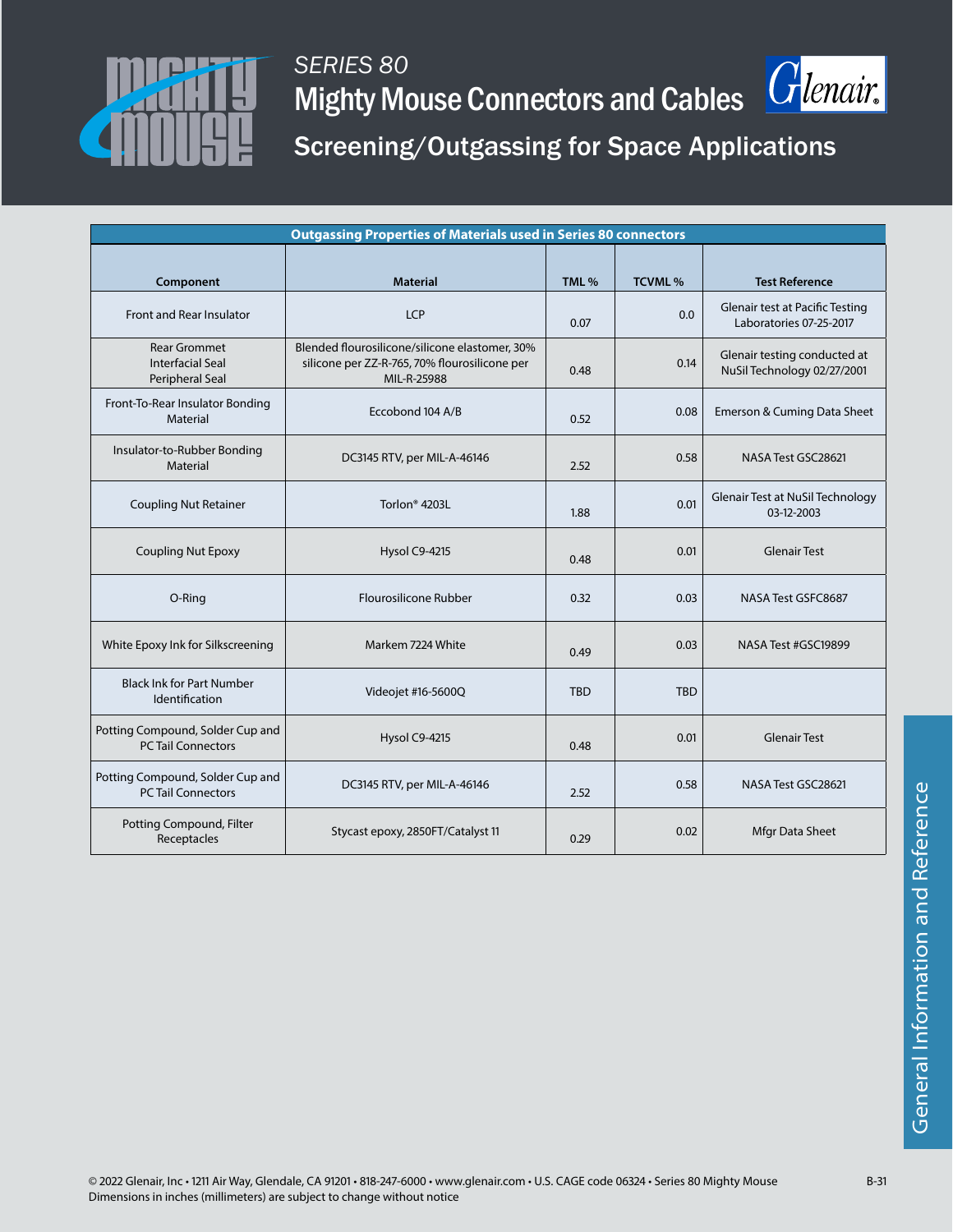# SERIES 80

## Mighty Mouse Connectors and Cables

## Screening/Outgassing for Space Applications

**Outgassing Properties of Materials used in Series 80 connectors**

| Component | Material | TML % | TCVML % | Test Reference |
|---|---|---|---|---|
| Front and Rear Insulator | LCP | 0.07 | 0.0 | Glenair test at Pacific Testing Laboratories 07-25-2017 |
| Rear Grommet Interfacial Seal Peripheral Seal | Blended flourosilicone/silicone elastomer, 30% silicone per ZZ-R-765, 70% flourosilicone per MIL-R-25988 | 0.48 | 0.14 | Glenair testing conducted at NuSil Technology 02/27/2001 |
| Front-To-Rear Insulator Bonding Material | Eccobond 104 A/B | 0.52 | 0.08 | Emerson & Cuming Data Sheet |
| Insulator-to-Rubber Bonding Material | DC3145 RTV, per MIL-A-46146 | 2.52 | 0.58 | NASA Test GSC28621 |
| Coupling Nut Retainer | Torlon® 4203L | 1.88 | 0.01 | Glenair Test at NuSil Technology 03-12-2003 |
| Coupling Nut Epoxy | Hysol C9-4215 | 0.48 | 0.01 | Glenair Test |
| O-Ring | Flourosilicone Rubber | 0.32 | 0.03 | NASA Test GSFC8687 |
| White Epoxy Ink for Silkscreening | Markem 7224 White | 0.49 | 0.03 | NASA Test #GSC19899 |
| Black Ink for Part Number Identification | Videojet #16-5600Q | TBD | TBD | |
| Potting Compound, Solder Cup and PC Tail Connectors | Hysol C9-4215 | 0.48 | 0.01 | Glenair Test |
| Potting Compound, Solder Cup and PC Tail Connectors | DC3145 RTV, per MIL-A-46146 | 2.52 | 0.58 | NASA Test GSC28621 |
| Potting Compound, Filter Receptacles | Stycast epoxy, 2850FT/Catalyst 11 | 0.29 | 0.02 | Mfgr Data Sheet |